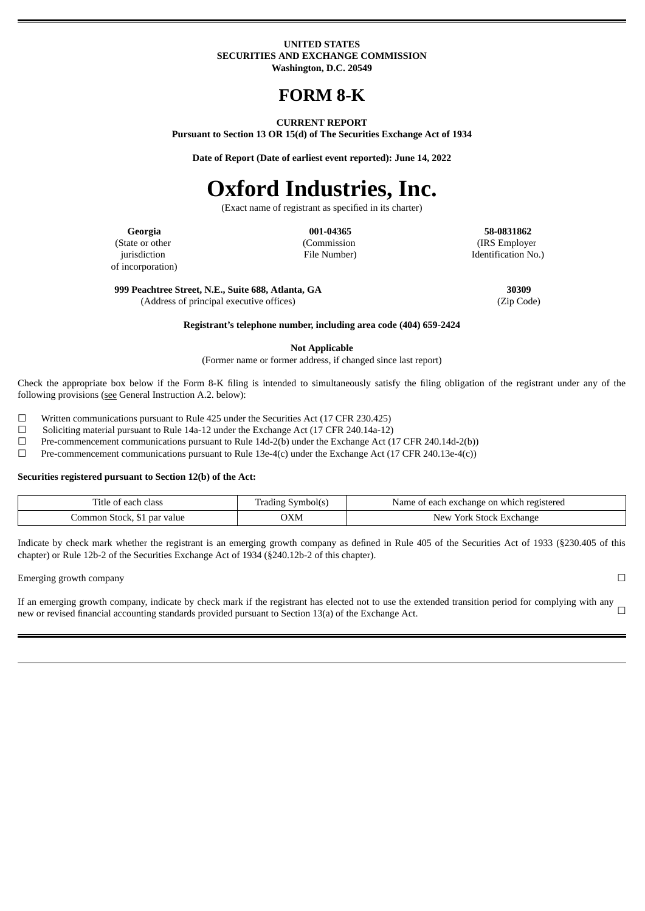**UNITED STATES**
**SECURITIES AND EXCHANGE COMMISSION**
**Washington, D.C. 20549**

# FORM 8-K

**CURRENT REPORT**
**Pursuant to Section 13 OR 15(d) of The Securities Exchange Act of 1934**

**Date of Report (Date of earliest event reported): June 14, 2022**

# Oxford Industries, Inc.

(Exact name of registrant as specified in its charter)

| **Georgia** | **001-04365** | **58-0831862** |
|---|---|---|
| (State or other jurisdiction of incorporation) | (Commission File Number) | (IRS Employer Identification No.) |

| **999 Peachtree Street, N.E., Suite 688, Atlanta, GA** | **30309** |
|---|---|
| (Address of principal executive offices) | (Zip Code) |

**Registrant's telephone number, including area code (404) 659-2424**

**Not Applicable**
(Former name or former address, if changed since last report)

Check the appropriate box below if the Form 8-K filing is intended to simultaneously satisfy the filing obligation of the registrant under any of the following provisions (see General Instruction A.2. below):

☐ Written communications pursuant to Rule 425 under the Securities Act (17 CFR 230.425)
☐ Soliciting material pursuant to Rule 14a-12 under the Exchange Act (17 CFR 240.14a-12)
☐ Pre-commencement communications pursuant to Rule 14d-2(b) under the Exchange Act (17 CFR 240.14d-2(b))
☐ Pre-commencement communications pursuant to Rule 13e-4(c) under the Exchange Act (17 CFR 240.13e-4(c))

**Securities registered pursuant to Section 12(b) of the Act:**

| Title of each class | Trading Symbol(s) | Name of each exchange on which registered |
|---|---|---|
| Common Stock, $1 par value | OXM | New York Stock Exchange |

Indicate by check mark whether the registrant is an emerging growth company as defined in Rule 405 of the Securities Act of 1933 (§230.405 of this chapter) or Rule 12b-2 of the Securities Exchange Act of 1934 (§240.12b-2 of this chapter).

Emerging growth company ☐

If an emerging growth company, indicate by check mark if the registrant has elected not to use the extended transition period for complying with any new or revised financial accounting standards provided pursuant to Section 13(a) of the Exchange Act. ☐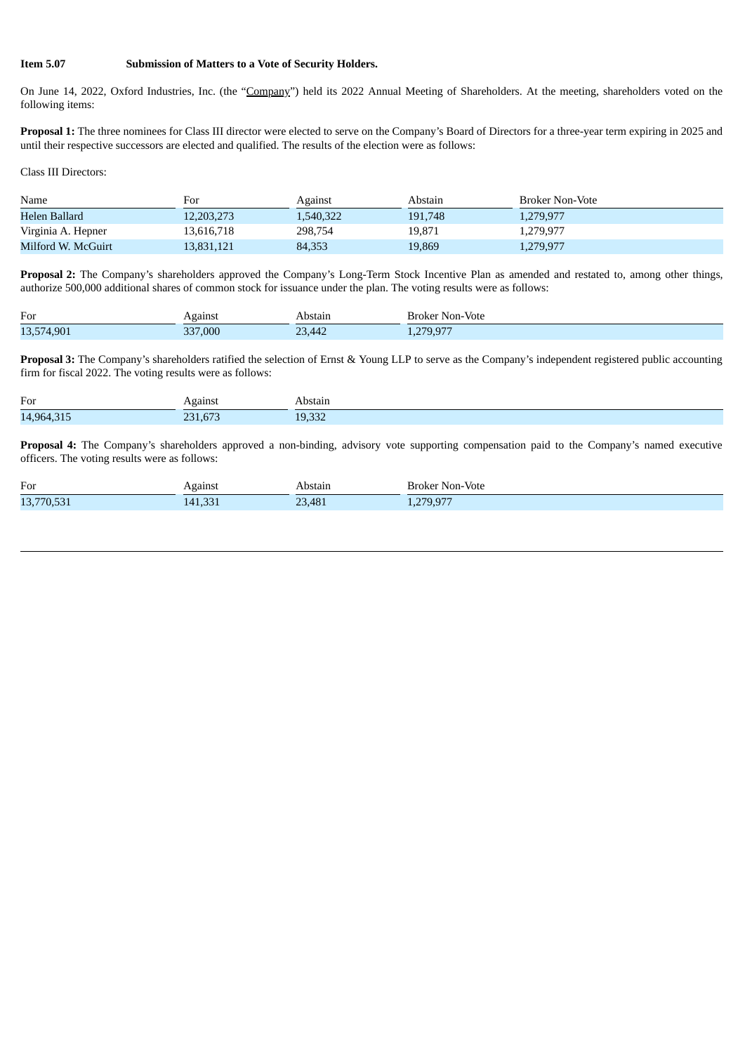**Item 5.07 Submission of Matters to a Vote of Security Holders.**

On June 14, 2022, Oxford Industries, Inc. (the "Company") held its 2022 Annual Meeting of Shareholders. At the meeting, shareholders voted on the following items:

**Proposal 1:** The three nominees for Class III director were elected to serve on the Company's Board of Directors for a three-year term expiring in 2025 and until their respective successors are elected and qualified. The results of the election were as follows:

Class III Directors:

| Name | For | Against | Abstain | Broker Non-Vote |
|---|---|---|---|---|
| Helen Ballard | 12,203,273 | 1,540,322 | 191,748 | 1,279,977 |
| Virginia A. Hepner | 13,616,718 | 298,754 | 19,871 | 1,279,977 |
| Milford W. McGuirt | 13,831,121 | 84,353 | 19,869 | 1,279,977 |

**Proposal 2:** The Company's shareholders approved the Company's Long-Term Stock Incentive Plan as amended and restated to, among other things, authorize 500,000 additional shares of common stock for issuance under the plan. The voting results were as follows:

| For | Against | Abstain | Broker Non-Vote |
|---|---|---|---|
| 13,574,901 | 337,000 | 23,442 | 1,279,977 |

**Proposal 3:** The Company's shareholders ratified the selection of Ernst & Young LLP to serve as the Company's independent registered public accounting firm for fiscal 2022. The voting results were as follows:

| For | Against | Abstain |
|---|---|---|
| 14,964,315 | 231,673 | 19,332 |

**Proposal 4:** The Company's shareholders approved a non-binding, advisory vote supporting compensation paid to the Company's named executive officers. The voting results were as follows:

| For | Against | Abstain | Broker Non-Vote |
|---|---|---|---|
| 13,770,531 | 141,331 | 23,481 | 1,279,977 |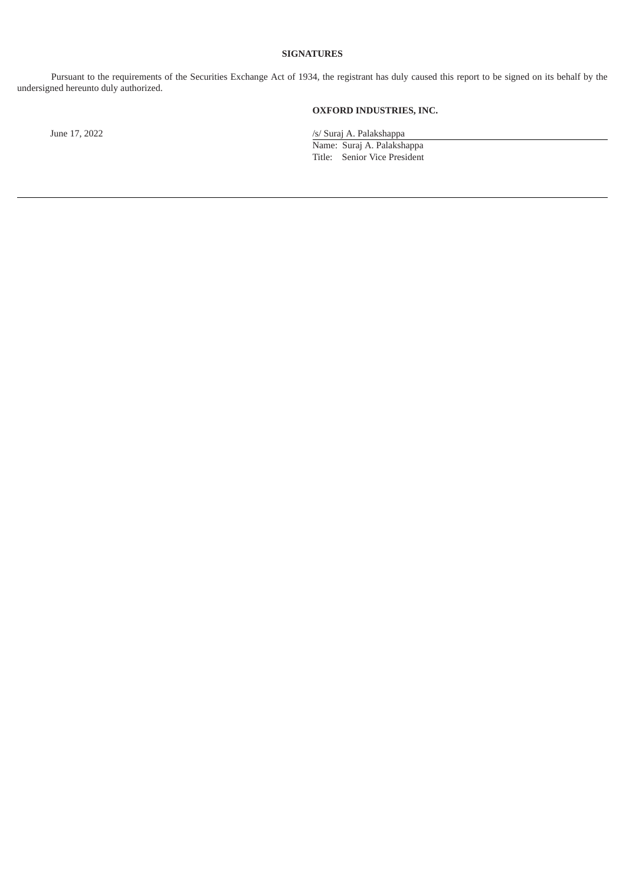**SIGNATURES**

Pursuant to the requirements of the Securities Exchange Act of 1934, the registrant has duly caused this report to be signed on its behalf by the undersigned hereunto duly authorized.

**OXFORD INDUSTRIES, INC.**

June 17, 2022

/s/ Suraj A. Palakshappa
Name: Suraj A. Palakshappa
Title: Senior Vice President